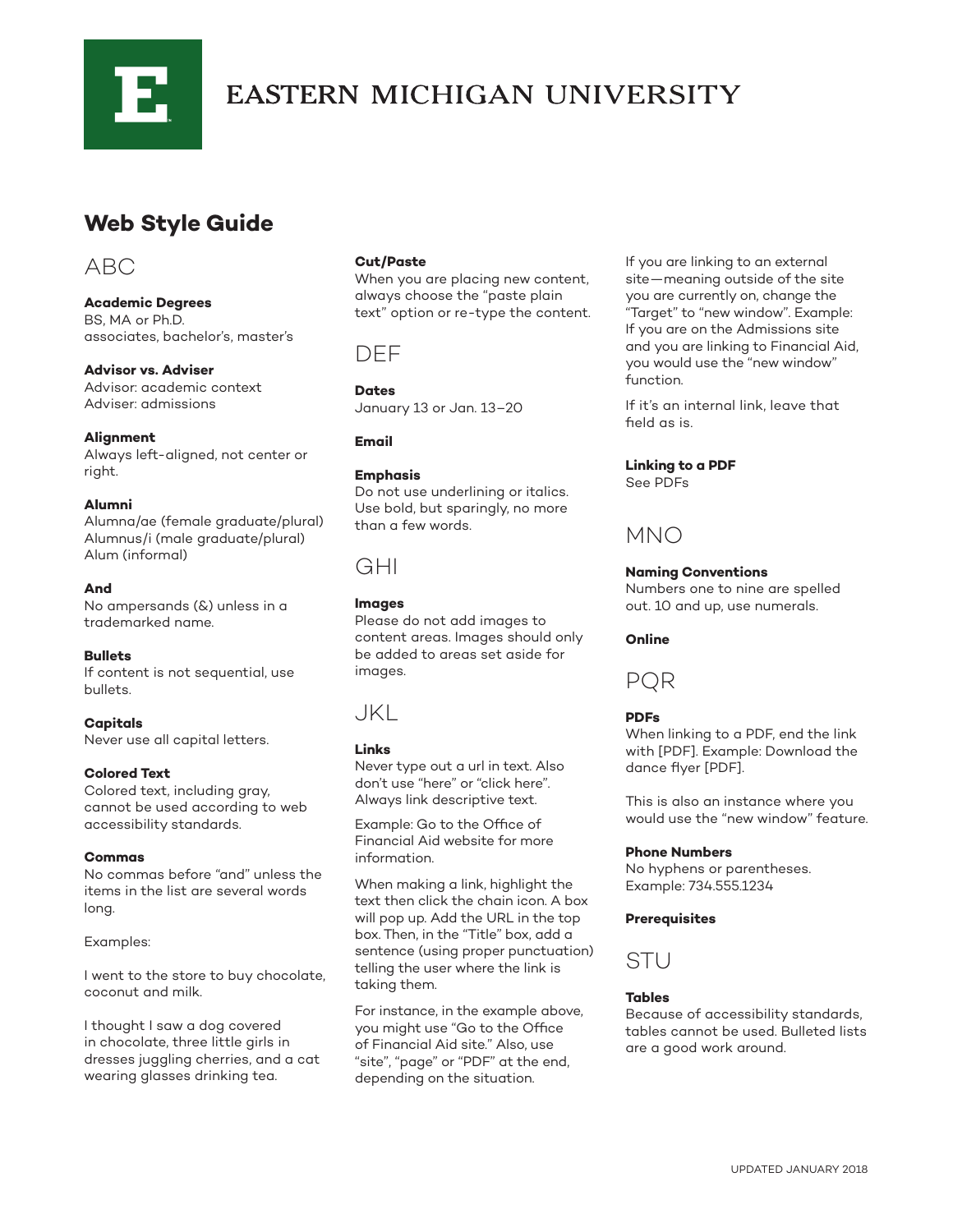# EASTERN MICHIGAN UNIVERSITY

## Web Style Guide

### ABC

**Academic Degrees**
BS, MA or Ph.D.
associates, bachelor's, master's

**Advisor vs. Adviser**
Advisor: academic context
Adviser: admissions

**Alignment**
Always left-aligned, not center or right.

**Alumni**
Alumna/ae (female graduate/plural)
Alumnus/i (male graduate/plural)
Alum (informal)

**And**
No ampersands (&) unless in a trademarked name.

**Bullets**
If content is not sequential, use bullets.

**Capitals**
Never use all capital letters.

**Colored Text**
Colored text, including gray, cannot be used according to web accessibility standards.

**Commas**
No commas before "and" unless the items in the list are several words long.

Examples:

I went to the store to buy chocolate, coconut and milk.

I thought I saw a dog covered in chocolate, three little girls in dresses juggling cherries, and a cat wearing glasses drinking tea.

**Cut/Paste**
When you are placing new content, always choose the "paste plain text" option or re-type the content.

### DEF

**Dates**
January 13 or Jan. 13–20

**Email**

**Emphasis**
Do not use underlining or italics. Use bold, but sparingly, no more than a few words.

### GHI

**Images**
Please do not add images to content areas. Images should only be added to areas set aside for images.

### JKL

**Links**
Never type out a url in text. Also don't use "here" or "click here". Always link descriptive text.

Example: Go to the Office of Financial Aid website for more information.

When making a link, highlight the text then click the chain icon. A box will pop up. Add the URL in the top box. Then, in the "Title" box, add a sentence (using proper punctuation) telling the user where the link is taking them.

For instance, in the example above, you might use "Go to the Office of Financial Aid site." Also, use "site", "page" or "PDF" at the end, depending on the situation.

If you are linking to an external site—meaning outside of the site you are currently on, change the "Target" to "new window". Example: If you are on the Admissions site and you are linking to Financial Aid, you would use the "new window" function.

If it's an internal link, leave that field as is.

**Linking to a PDF**
See PDFs

### MNO

**Naming Conventions**
Numbers one to nine are spelled out. 10 and up, use numerals.

**Online**

### PQR

**PDFs**
When linking to a PDF, end the link with [PDF]. Example: Download the dance flyer [PDF].

This is also an instance where you would use the "new window" feature.

**Phone Numbers**
No hyphens or parentheses.
Example: 734.555.1234

**Prerequisites**

### STU

**Tables**
Because of accessibility standards, tables cannot be used. Bulleted lists are a good work around.

UPDATED JANUARY 2018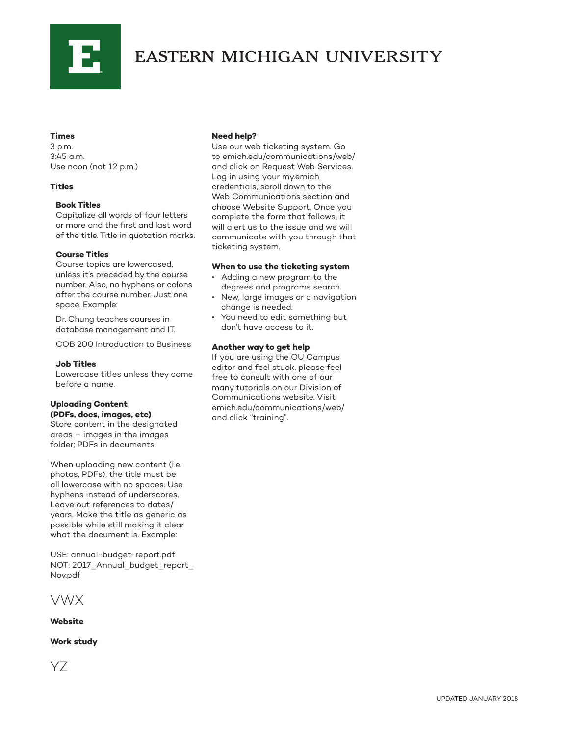# EASTERN MICHIGAN UNIVERSITY

**Times**
3 p.m.
3:45 a.m.
Use noon (not 12 p.m.)

**Titles**

**Book Titles**
Capitalize all words of four letters or more and the first and last word of the title. Title in quotation marks.

**Course Titles**
Course topics are lowercased, unless it's preceded by the course number. Also, no hyphens or colons after the course number. Just one space. Example:

Dr. Chung teaches courses in database management and IT.

COB 200 Introduction to Business

**Job Titles**
Lowercase titles unless they come before a name.

**Uploading Content (PDFs, docs, images, etc)**
Store content in the designated areas – images in the images folder; PDFs in documents.

When uploading new content (i.e. photos, PDFs), the title must be all lowercase with no spaces. Use hyphens instead of underscores. Leave out references to dates/years. Make the title as generic as possible while still making it clear what the document is. Example:

USE: annual-budget-report.pdf
NOT: 2017_Annual_budget_report_Nov.pdf

## VWX

**Website**

**Work study**

## YZ

**Need help?**
Use our web ticketing system. Go to emich.edu/communications/web/ and click on Request Web Services. Log in using your my.emich credentials, scroll down to the Web Communications section and choose Website Support. Once you complete the form that follows, it will alert us to the issue and we will communicate with you through that ticketing system.

**When to use the ticketing system**
- Adding a new program to the degrees and programs search.
- New, large images or a navigation change is needed.
- You need to edit something but don't have access to it.

**Another way to get help**
If you are using the OU Campus editor and feel stuck, please feel free to consult with one of our many tutorials on our Division of Communications website. Visit emich.edu/communications/web/ and click "training".

UPDATED JANUARY 2018